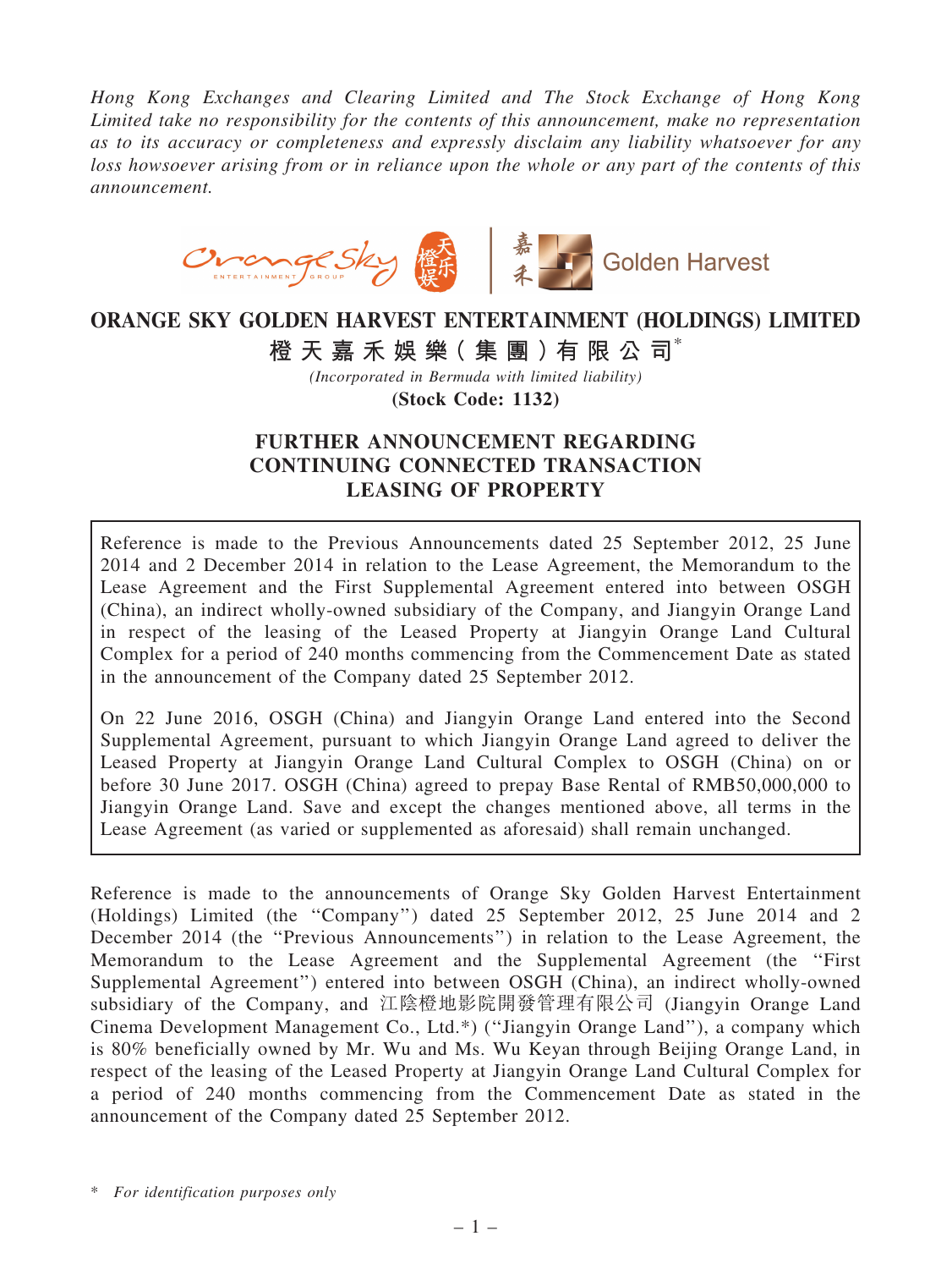*Hong Kong Exchanges and Clearing Limited and The Stock Exchange of Hong Kong Limited take no responsibility for the contents of this announcement, make no representation as to its accuracy or completeness and expressly disclaim any liability whatsoever for any loss howsoever arising from or in reliance upon the whole or any part of the contents of this announcement.*

# ORANGE SKY GOLDEN HARVEST ENTERTAINMENT (HOLDINGS) LIMITED

## 橙天嘉禾娛樂（集團）有限公司*

*(Incorporated in Bermuda with limited liability)*

**(Stock Code: 1132)**

## FURTHER ANNOUNCEMENT REGARDING CONTINUING CONNECTED TRANSACTION LEASING OF PROPERTY

Reference is made to the Previous Announcements dated 25 September 2012, 25 June 2014 and 2 December 2014 in relation to the Lease Agreement, the Memorandum to the Lease Agreement and the First Supplemental Agreement entered into between OSGH (China), an indirect wholly-owned subsidiary of the Company, and Jiangyin Orange Land in respect of the leasing of the Leased Property at Jiangyin Orange Land Cultural Complex for a period of 240 months commencing from the Commencement Date as stated in the announcement of the Company dated 25 September 2012.

On 22 June 2016, OSGH (China) and Jiangyin Orange Land entered into the Second Supplemental Agreement, pursuant to which Jiangyin Orange Land agreed to deliver the Leased Property at Jiangyin Orange Land Cultural Complex to OSGH (China) on or before 30 June 2017. OSGH (China) agreed to prepay Base Rental of RMB50,000,000 to Jiangyin Orange Land. Save and except the changes mentioned above, all terms in the Lease Agreement (as varied or supplemented as aforesaid) shall remain unchanged.

Reference is made to the announcements of Orange Sky Golden Harvest Entertainment (Holdings) Limited (the "Company") dated 25 September 2012, 25 June 2014 and 2 December 2014 (the "Previous Announcements") in relation to the Lease Agreement, the Memorandum to the Lease Agreement and the Supplemental Agreement (the "First Supplemental Agreement") entered into between OSGH (China), an indirect wholly-owned subsidiary of the Company, and 江陰橙地影院開發管理有限公司 (Jiangyin Orange Land Cinema Development Management Co., Ltd.*) ("Jiangyin Orange Land"), a company which is 80% beneficially owned by Mr. Wu and Ms. Wu Keyan through Beijing Orange Land, in respect of the leasing of the Leased Property at Jiangyin Orange Land Cultural Complex for a period of 240 months commencing from the Commencement Date as stated in the announcement of the Company dated 25 September 2012.

\* *For identification purposes only*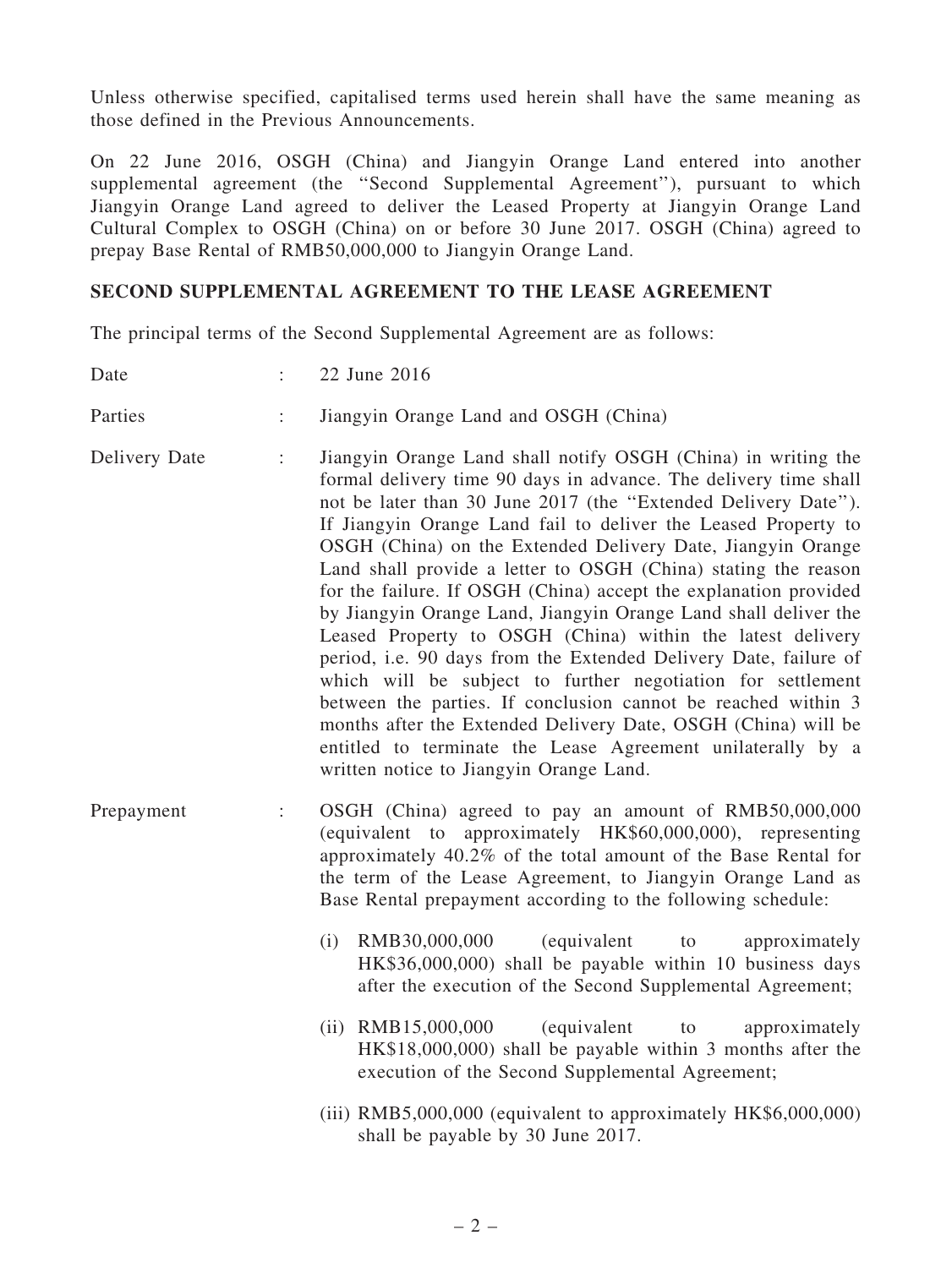Unless otherwise specified, capitalised terms used herein shall have the same meaning as those defined in the Previous Announcements.

On 22 June 2016, OSGH (China) and Jiangyin Orange Land entered into another supplemental agreement (the "Second Supplemental Agreement"), pursuant to which Jiangyin Orange Land agreed to deliver the Leased Property at Jiangyin Orange Land Cultural Complex to OSGH (China) on or before 30 June 2017. OSGH (China) agreed to prepay Base Rental of RMB50,000,000 to Jiangyin Orange Land.

## SECOND SUPPLEMENTAL AGREEMENT TO THE LEASE AGREEMENT

The principal terms of the Second Supplemental Agreement are as follows:

Date : 22 June 2016

Parties : Jiangyin Orange Land and OSGH (China)

Delivery Date : Jiangyin Orange Land shall notify OSGH (China) in writing the formal delivery time 90 days in advance. The delivery time shall not be later than 30 June 2017 (the "Extended Delivery Date"). If Jiangyin Orange Land fail to deliver the Leased Property to OSGH (China) on the Extended Delivery Date, Jiangyin Orange Land shall provide a letter to OSGH (China) stating the reason for the failure. If OSGH (China) accept the explanation provided by Jiangyin Orange Land, Jiangyin Orange Land shall deliver the Leased Property to OSGH (China) within the latest delivery period, i.e. 90 days from the Extended Delivery Date, failure of which will be subject to further negotiation for settlement between the parties. If conclusion cannot be reached within 3 months after the Extended Delivery Date, OSGH (China) will be entitled to terminate the Lease Agreement unilaterally by a written notice to Jiangyin Orange Land.

Prepayment : OSGH (China) agreed to pay an amount of RMB50,000,000 (equivalent to approximately HK$60,000,000), representing approximately 40.2% of the total amount of the Base Rental for the term of the Lease Agreement, to Jiangyin Orange Land as Base Rental prepayment according to the following schedule:

(i) RMB30,000,000 (equivalent to approximately HK$36,000,000) shall be payable within 10 business days after the execution of the Second Supplemental Agreement;

(ii) RMB15,000,000 (equivalent to approximately HK$18,000,000) shall be payable within 3 months after the execution of the Second Supplemental Agreement;

(iii) RMB5,000,000 (equivalent to approximately HK$6,000,000) shall be payable by 30 June 2017.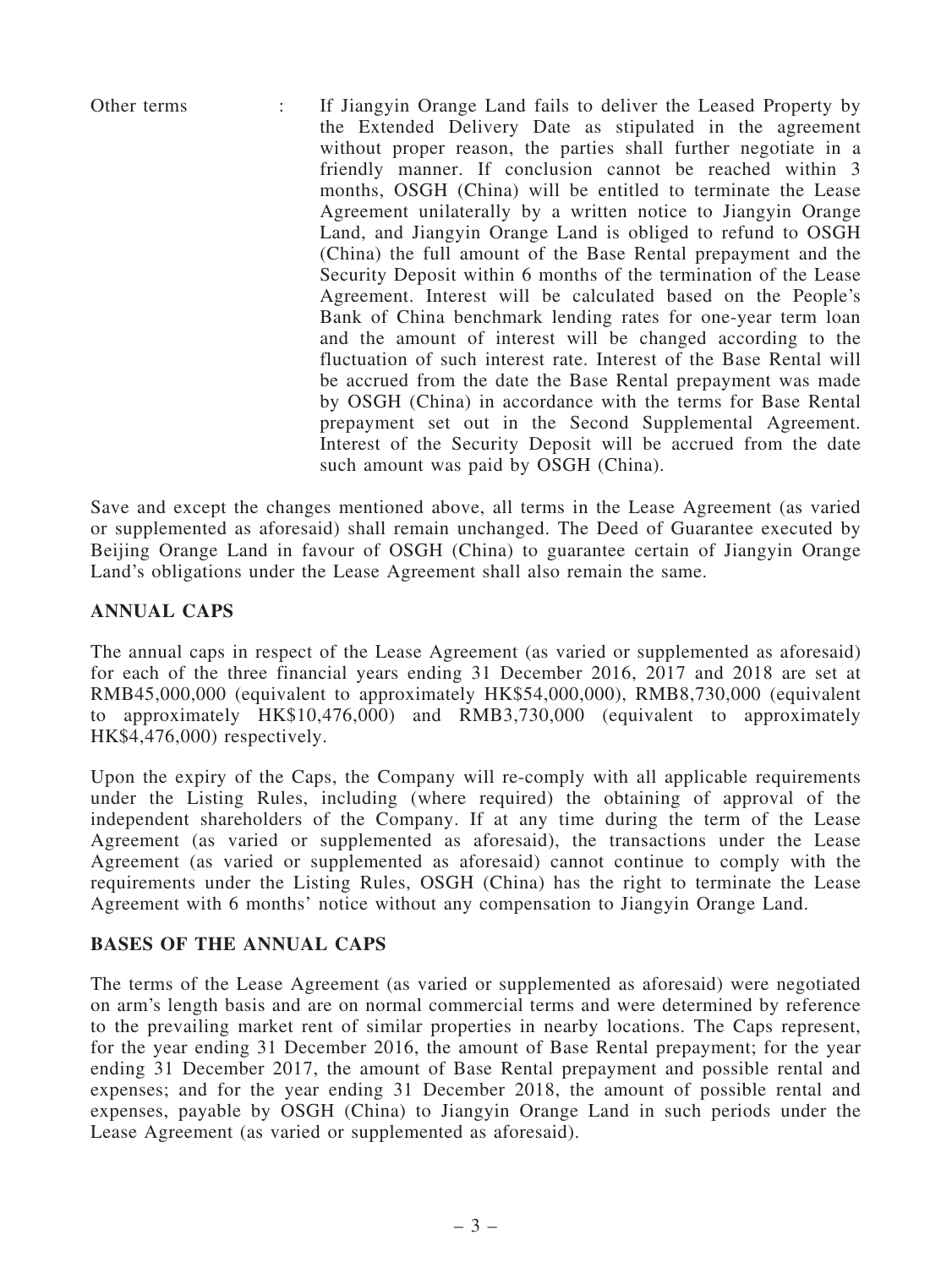Other terms : If Jiangyin Orange Land fails to deliver the Leased Property by the Extended Delivery Date as stipulated in the agreement without proper reason, the parties shall further negotiate in a friendly manner. If conclusion cannot be reached within 3 months, OSGH (China) will be entitled to terminate the Lease Agreement unilaterally by a written notice to Jiangyin Orange Land, and Jiangyin Orange Land is obliged to refund to OSGH (China) the full amount of the Base Rental prepayment and the Security Deposit within 6 months of the termination of the Lease Agreement. Interest will be calculated based on the People's Bank of China benchmark lending rates for one-year term loan and the amount of interest will be changed according to the fluctuation of such interest rate. Interest of the Base Rental will be accrued from the date the Base Rental prepayment was made by OSGH (China) in accordance with the terms for Base Rental prepayment set out in the Second Supplemental Agreement. Interest of the Security Deposit will be accrued from the date such amount was paid by OSGH (China).

Save and except the changes mentioned above, all terms in the Lease Agreement (as varied or supplemented as aforesaid) shall remain unchanged. The Deed of Guarantee executed by Beijing Orange Land in favour of OSGH (China) to guarantee certain of Jiangyin Orange Land's obligations under the Lease Agreement shall also remain the same.

## ANNUAL CAPS

The annual caps in respect of the Lease Agreement (as varied or supplemented as aforesaid) for each of the three financial years ending 31 December 2016, 2017 and 2018 are set at RMB45,000,000 (equivalent to approximately HK$54,000,000), RMB8,730,000 (equivalent to approximately HK$10,476,000) and RMB3,730,000 (equivalent to approximately HK$4,476,000) respectively.

Upon the expiry of the Caps, the Company will re-comply with all applicable requirements under the Listing Rules, including (where required) the obtaining of approval of the independent shareholders of the Company. If at any time during the term of the Lease Agreement (as varied or supplemented as aforesaid), the transactions under the Lease Agreement (as varied or supplemented as aforesaid) cannot continue to comply with the requirements under the Listing Rules, OSGH (China) has the right to terminate the Lease Agreement with 6 months' notice without any compensation to Jiangyin Orange Land.

## BASES OF THE ANNUAL CAPS

The terms of the Lease Agreement (as varied or supplemented as aforesaid) were negotiated on arm's length basis and are on normal commercial terms and were determined by reference to the prevailing market rent of similar properties in nearby locations. The Caps represent, for the year ending 31 December 2016, the amount of Base Rental prepayment; for the year ending 31 December 2017, the amount of Base Rental prepayment and possible rental and expenses; and for the year ending 31 December 2018, the amount of possible rental and expenses, payable by OSGH (China) to Jiangyin Orange Land in such periods under the Lease Agreement (as varied or supplemented as aforesaid).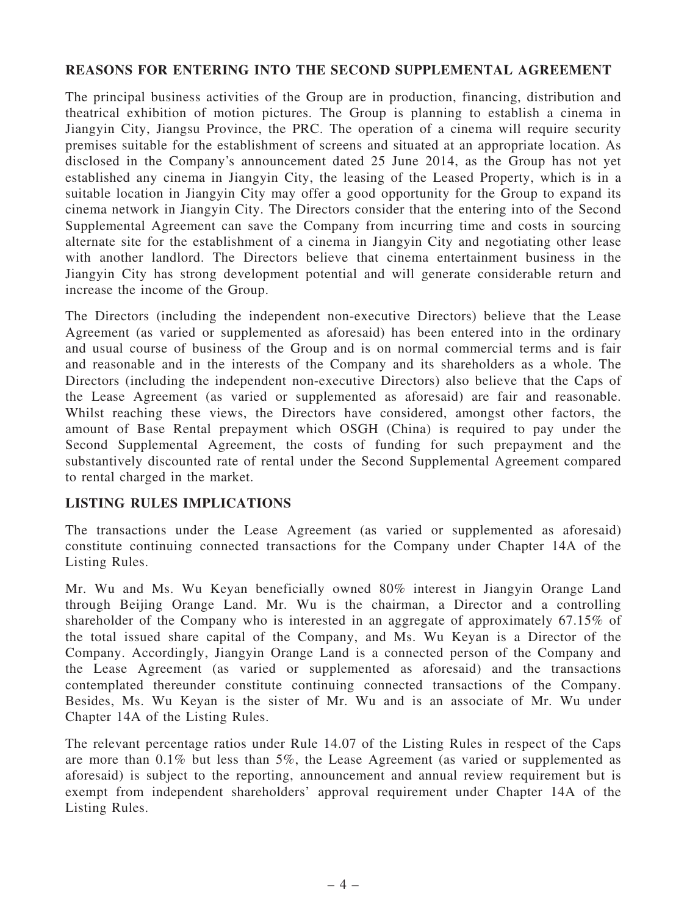## REASONS FOR ENTERING INTO THE SECOND SUPPLEMENTAL AGREEMENT

The principal business activities of the Group are in production, financing, distribution and theatrical exhibition of motion pictures. The Group is planning to establish a cinema in Jiangyin City, Jiangsu Province, the PRC. The operation of a cinema will require security premises suitable for the establishment of screens and situated at an appropriate location. As disclosed in the Company's announcement dated 25 June 2014, as the Group has not yet established any cinema in Jiangyin City, the leasing of the Leased Property, which is in a suitable location in Jiangyin City may offer a good opportunity for the Group to expand its cinema network in Jiangyin City. The Directors consider that the entering into of the Second Supplemental Agreement can save the Company from incurring time and costs in sourcing alternate site for the establishment of a cinema in Jiangyin City and negotiating other lease with another landlord. The Directors believe that cinema entertainment business in the Jiangyin City has strong development potential and will generate considerable return and increase the income of the Group.

The Directors (including the independent non-executive Directors) believe that the Lease Agreement (as varied or supplemented as aforesaid) has been entered into in the ordinary and usual course of business of the Group and is on normal commercial terms and is fair and reasonable and in the interests of the Company and its shareholders as a whole. The Directors (including the independent non-executive Directors) also believe that the Caps of the Lease Agreement (as varied or supplemented as aforesaid) are fair and reasonable. Whilst reaching these views, the Directors have considered, amongst other factors, the amount of Base Rental prepayment which OSGH (China) is required to pay under the Second Supplemental Agreement, the costs of funding for such prepayment and the substantively discounted rate of rental under the Second Supplemental Agreement compared to rental charged in the market.

## LISTING RULES IMPLICATIONS

The transactions under the Lease Agreement (as varied or supplemented as aforesaid) constitute continuing connected transactions for the Company under Chapter 14A of the Listing Rules.

Mr. Wu and Ms. Wu Keyan beneficially owned 80% interest in Jiangyin Orange Land through Beijing Orange Land. Mr. Wu is the chairman, a Director and a controlling shareholder of the Company who is interested in an aggregate of approximately 67.15% of the total issued share capital of the Company, and Ms. Wu Keyan is a Director of the Company. Accordingly, Jiangyin Orange Land is a connected person of the Company and the Lease Agreement (as varied or supplemented as aforesaid) and the transactions contemplated thereunder constitute continuing connected transactions of the Company. Besides, Ms. Wu Keyan is the sister of Mr. Wu and is an associate of Mr. Wu under Chapter 14A of the Listing Rules.

The relevant percentage ratios under Rule 14.07 of the Listing Rules in respect of the Caps are more than 0.1% but less than 5%, the Lease Agreement (as varied or supplemented as aforesaid) is subject to the reporting, announcement and annual review requirement but is exempt from independent shareholders' approval requirement under Chapter 14A of the Listing Rules.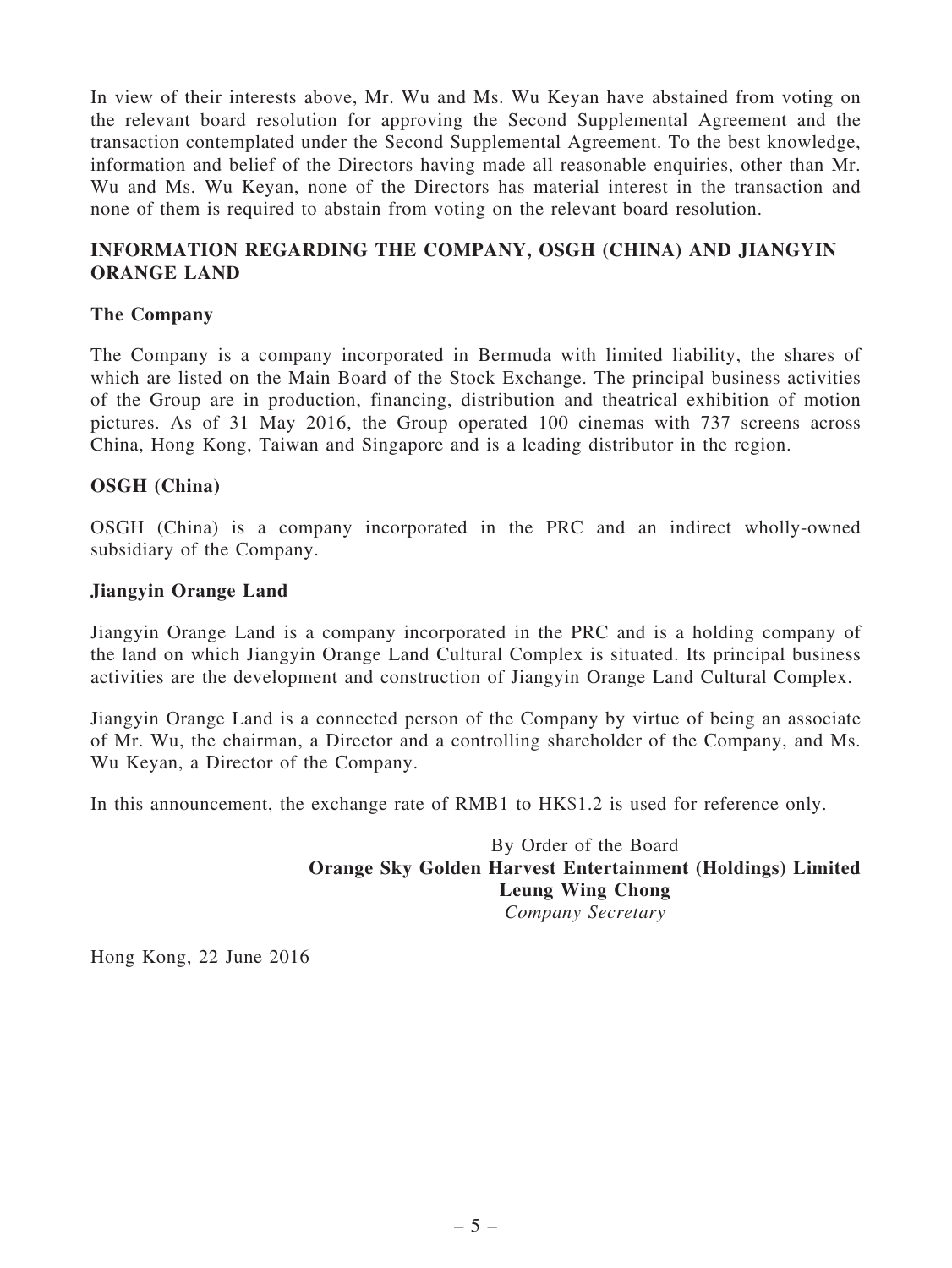In view of their interests above, Mr. Wu and Ms. Wu Keyan have abstained from voting on the relevant board resolution for approving the Second Supplemental Agreement and the transaction contemplated under the Second Supplemental Agreement. To the best knowledge, information and belief of the Directors having made all reasonable enquiries, other than Mr. Wu and Ms. Wu Keyan, none of the Directors has material interest in the transaction and none of them is required to abstain from voting on the relevant board resolution.

## INFORMATION REGARDING THE COMPANY, OSGH (CHINA) AND JIANGYIN ORANGE LAND

### The Company

The Company is a company incorporated in Bermuda with limited liability, the shares of which are listed on the Main Board of the Stock Exchange. The principal business activities of the Group are in production, financing, distribution and theatrical exhibition of motion pictures. As of 31 May 2016, the Group operated 100 cinemas with 737 screens across China, Hong Kong, Taiwan and Singapore and is a leading distributor in the region.

### OSGH (China)

OSGH (China) is a company incorporated in the PRC and an indirect wholly-owned subsidiary of the Company.

### Jiangyin Orange Land

Jiangyin Orange Land is a company incorporated in the PRC and is a holding company of the land on which Jiangyin Orange Land Cultural Complex is situated. Its principal business activities are the development and construction of Jiangyin Orange Land Cultural Complex.

Jiangyin Orange Land is a connected person of the Company by virtue of being an associate of Mr. Wu, the chairman, a Director and a controlling shareholder of the Company, and Ms. Wu Keyan, a Director of the Company.

In this announcement, the exchange rate of RMB1 to HK$1.2 is used for reference only.

By Order of the Board
**Orange Sky Golden Harvest Entertainment (Holdings) Limited**
**Leung Wing Chong**
*Company Secretary*

Hong Kong, 22 June 2016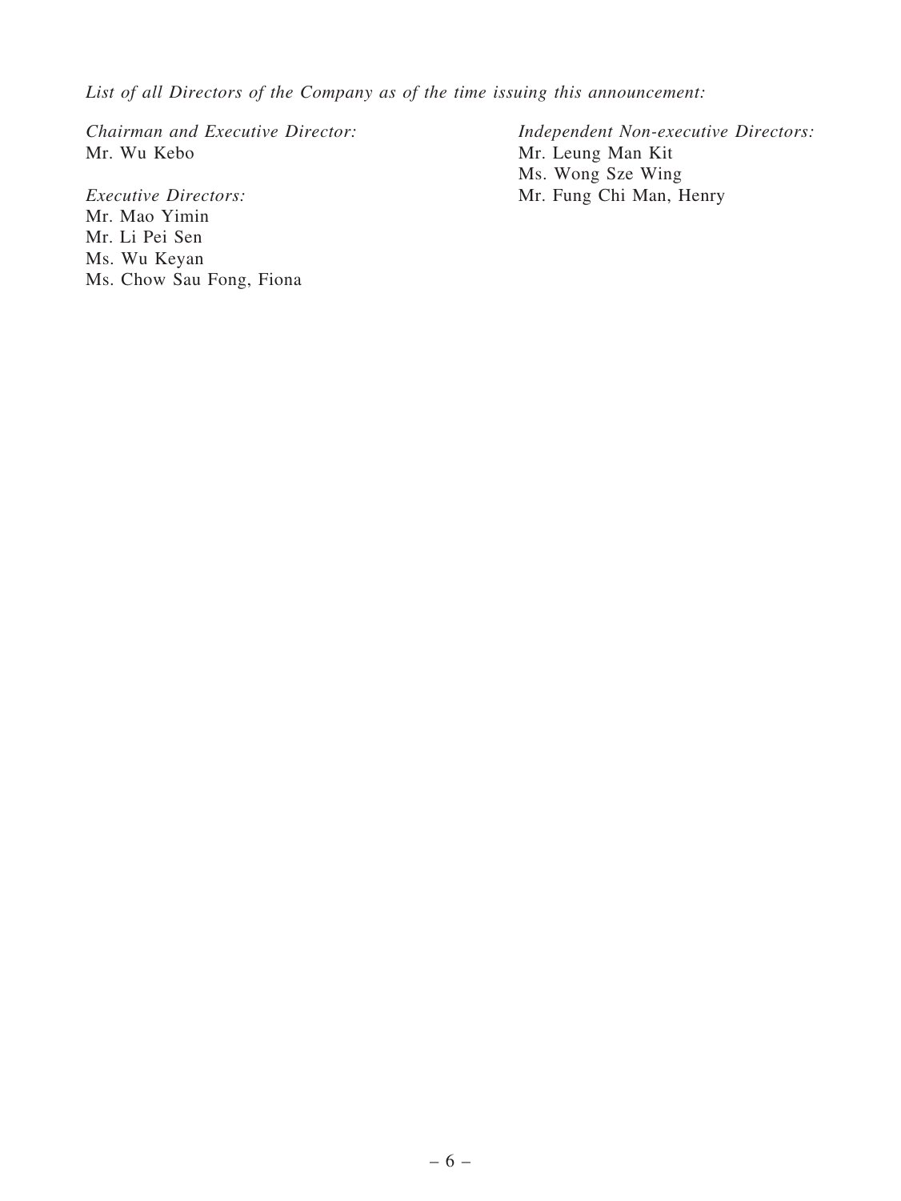*List of all Directors of the Company as of the time issuing this announcement:*

*Chairman and Executive Director:*
Mr. Wu Kebo

*Executive Directors:*
Mr. Mao Yimin
Mr. Li Pei Sen
Ms. Wu Keyan
Ms. Chow Sau Fong, Fiona

*Independent Non-executive Directors:*
Mr. Leung Man Kit
Ms. Wong Sze Wing
Mr. Fung Chi Man, Henry